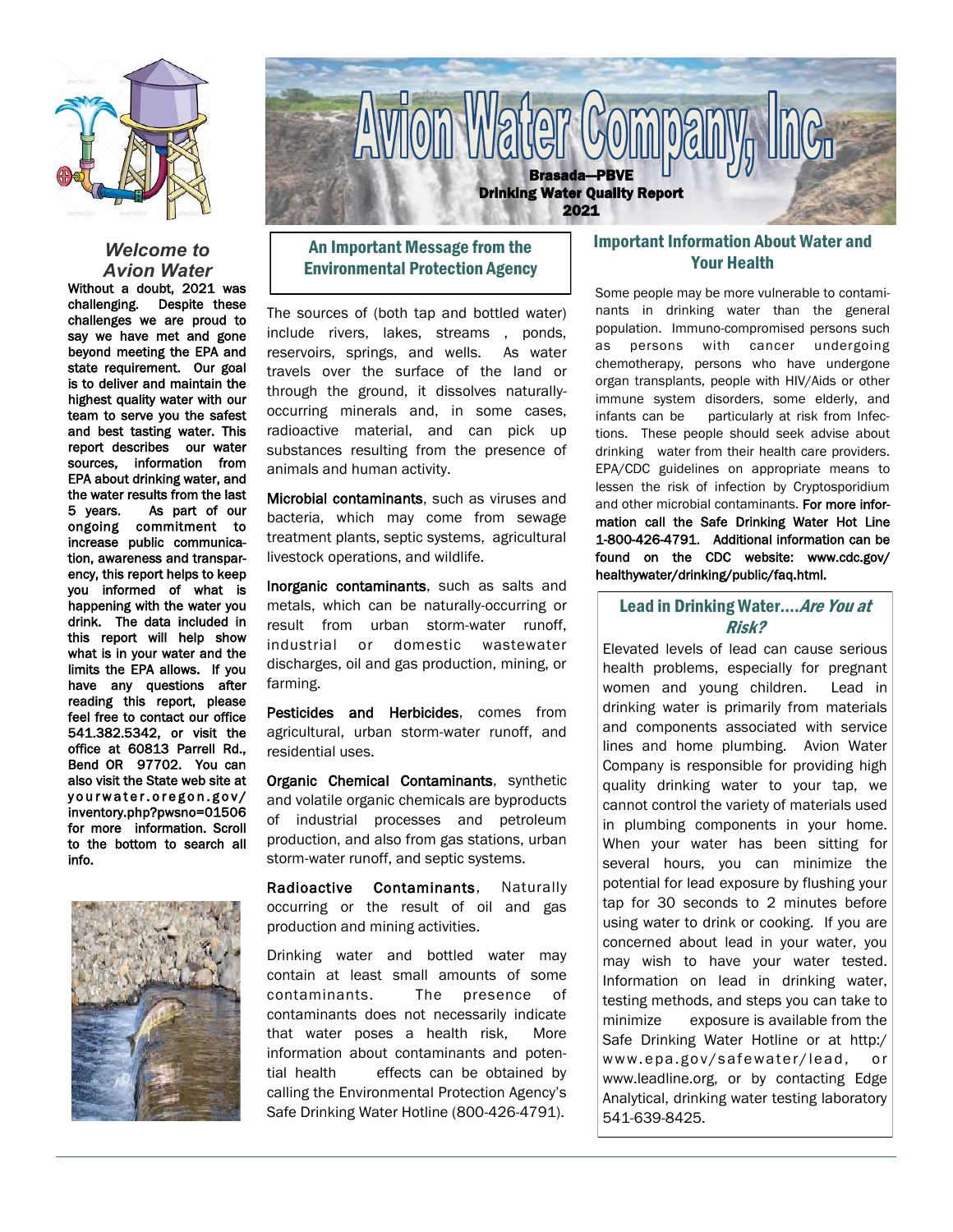# Avion Water Company, Inc.

**Brasada—PBVE**
**Drinking Water Quality Report**
**2021**

## *Welcome to Avion Water*

**Without a doubt, 2021 was challenging. Despite these challenges we are proud to say we have met and gone beyond meeting the EPA and state requirement. Our goal is to deliver and maintain the highest quality water with our team to serve you the safest and best tasting water. This report describes our water sources, information from EPA about drinking water, and the water results from the last 5 years. As part of our ongoing commitment to increase public communication, awareness and transparency, this report helps to keep you informed of what is happening with the water you drink. The data included in this report will help show what is in your water and the limits the EPA allows. If you have any questions after reading this report, please feel free to contact our office 541.382.5342, or visit the office at 60813 Parrell Rd., Bend OR 97702. You can also visit the State web site at yourwater.oregon.gov/inventory.php?pwsno=01506 for more information. Scroll to the bottom to search all info.**

## An Important Message from the Environmental Protection Agency

The sources of (both tap and bottled water) include rivers, lakes, streams , ponds, reservoirs, springs, and wells. As water travels over the surface of the land or through the ground, it dissolves naturally-occurring minerals and, in some cases, radioactive material, and can pick up substances resulting from the presence of animals and human activity.

**Microbial contaminants**, such as viruses and bacteria, which may come from sewage treatment plants, septic systems, agricultural livestock operations, and wildlife.

**Inorganic contaminants**, such as salts and metals, which can be naturally-occurring or result from urban storm-water runoff, industrial or domestic wastewater discharges, oil and gas production, mining, or farming.

**Pesticides and Herbicides**, comes from agricultural, urban storm-water runoff, and residential uses.

**Organic Chemical Contaminants**, synthetic and volatile organic chemicals are byproducts of industrial processes and petroleum production, and also from gas stations, urban storm-water runoff, and septic systems.

**Radioactive Contaminants**, Naturally occurring or the result of oil and gas production and mining activities.

Drinking water and bottled water may contain at least small amounts of some contaminants. The presence of contaminants does not necessarily indicate that water poses a health risk, More information about contaminants and potential health effects can be obtained by calling the Environmental Protection Agency's Safe Drinking Water Hotline (800-426-4791).

## Important Information About Water and Your Health

Some people may be more vulnerable to contaminants in drinking water than the general population. Immuno-compromised persons such as persons with cancer undergoing chemotherapy, persons who have undergone organ transplants, people with HIV/Aids or other immune system disorders, some elderly, and infants can be particularly at risk from Infections. These people should seek advise about drinking water from their health care providers. EPA/CDC guidelines on appropriate means to lessen the risk of infection by Cryptosporidium and other microbial contaminants. **For more information call the Safe Drinking Water Hot Line 1-800-426-4791. Additional information can be found on the CDC website: www.cdc.gov/healthywater/drinking/public/faq.html.**

## Lead in Drinking Water....*Are You at Risk?*

Elevated levels of lead can cause serious health problems, especially for pregnant women and young children. Lead in drinking water is primarily from materials and components associated with service lines and home plumbing. Avion Water Company is responsible for providing high quality drinking water to your tap, we cannot control the variety of materials used in plumbing components in your home. When your water has been sitting for several hours, you can minimize the potential for lead exposure by flushing your tap for 30 seconds to 2 minutes before using water to drink or cooking. If you are concerned about lead in your water, you may wish to have your water tested. Information on lead in drinking water, testing methods, and steps you can take to minimize exposure is available from the Safe Drinking Water Hotline or at http:/www.epa.gov/safewater/lead, or www.leadline.org, or by contacting Edge Analytical, drinking water testing laboratory 541-639-8425.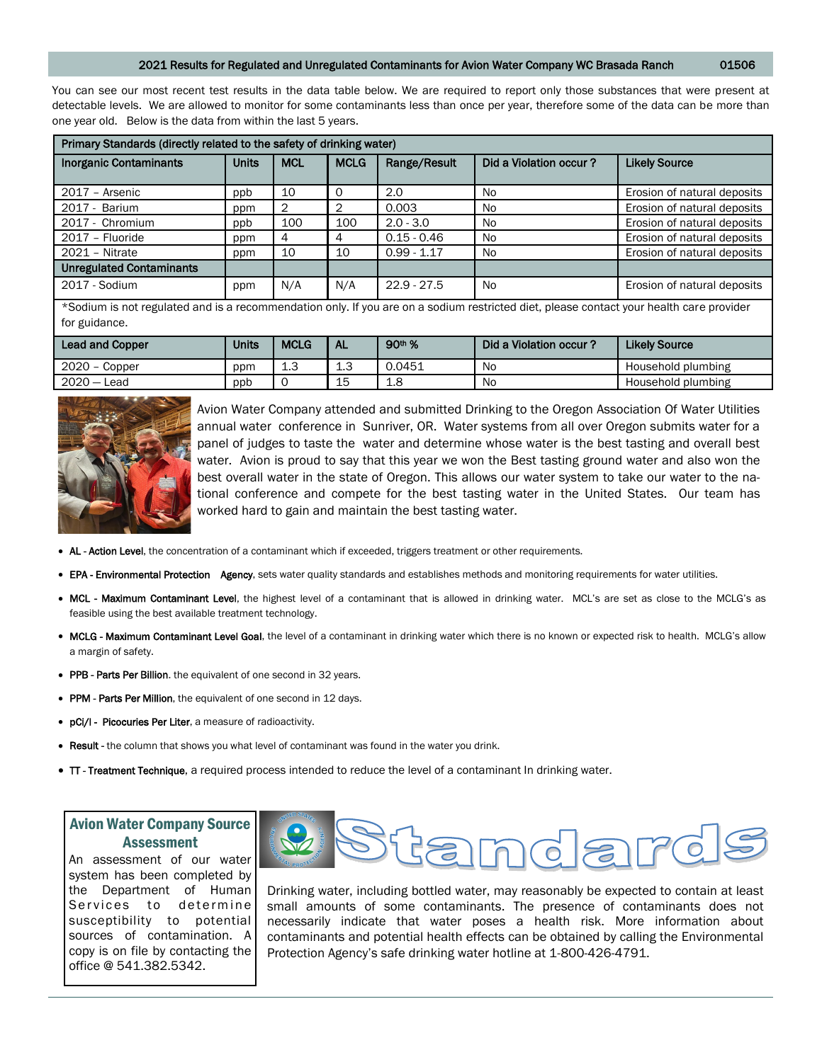## 2021 Results for Regulated and Unregulated Contaminants for Avion Water Company WC Brasada Ranch 01506

You can see our most recent test results in the data table below. We are required to report only those substances that were present at detectable levels. We are allowed to monitor for some contaminants less than once per year, therefore some of the data can be more than one year old. Below is the data from within the last 5 years.

| Primary Standards (directly related to the safety of drinking water) | | | | | | |
|---|---|---|---|---|---|---|
| **Inorganic Contaminants** | **Units** | **MCL** | **MCLG** | **Range/Result** | **Did a Violation occur ?** | **Likely Source** |
| 2017 – Arsenic | ppb | 10 | 0 | 2.0 | No | Erosion of natural deposits |
| 2017 - Barium | ppm | 2 | 2 | 0.003 | No | Erosion of natural deposits |
| 2017 - Chromium | ppb | 100 | 100 | 2.0 - 3.0 | No | Erosion of natural deposits |
| 2017 – Fluoride | ppm | 4 | 4 | 0.15 - 0.46 | No | Erosion of natural deposits |
| 2021 – Nitrate | ppm | 10 | 10 | 0.99 - 1.17 | No | Erosion of natural deposits |
| **Unregulated Contaminants** | | | | | | |
| 2017 - Sodium | ppm | N/A | N/A | 22.9 - 27.5 | No | Erosion of natural deposits |

*Sodium is not regulated and is a recommendation only. If you are on a sodium restricted diet, please contact your health care provider for guidance.

| Lead and Copper | Units | MCLG | AL | 90th % | Did a Violation occur ? | Likely Source |
|---|---|---|---|---|---|---|
| 2020 – Copper | ppm | 1.3 | 1.3 | 0.0451 | No | Household plumbing |
| 2020 — Lead | ppb | 0 | 15 | 1.8 | No | Household plumbing |

Avion Water Company attended and submitted Drinking to the Oregon Association Of Water Utilities annual water conference in Sunriver, OR. Water systems from all over Oregon submits water for a panel of judges to taste the water and determine whose water is the best tasting and overall best water. Avion is proud to say that this year we won the Best tasting ground water and also won the best overall water in the state of Oregon. This allows our water system to take our water to the national conference and compete for the best tasting water in the United States. Our team has worked hard to gain and maintain the best tasting water.

- **AL - Action Level**, the concentration of a contaminant which if exceeded, triggers treatment or other requirements.
- **EPA - Environmental Protection Agency**, sets water quality standards and establishes methods and monitoring requirements for water utilities.
- **MCL - Maximum Contaminant Level**, the highest level of a contaminant that is allowed in drinking water. MCL's are set as close to the MCLG's as feasible using the best available treatment technology.
- **MCLG - Maximum Contaminant Level Goal**, the level of a contaminant in drinking water which there is no known or expected risk to health. MCLG's allow a margin of safety.
- **PPB - Parts Per Billion**. the equivalent of one second in 32 years.
- **PPM - Parts Per Million**, the equivalent of one second in 12 days.
- **pCi/l - Picocuries Per Liter**, a measure of radioactivity.
- **Result** - the column that shows you what level of contaminant was found in the water you drink.
- **TT - Treatment Technique**, a required process intended to reduce the level of a contaminant In drinking water.

### Avion Water Company Source Assessment

An assessment of our water system has been completed by the Department of Human Services to determine susceptibility to potential sources of contamination. A copy is on file by contacting the office @ 541.382.5342.

### Standards

Drinking water, including bottled water, may reasonably be expected to contain at least small amounts of some contaminants. The presence of contaminants does not necessarily indicate that water poses a health risk. More information about contaminants and potential health effects can be obtained by calling the Environmental Protection Agency's safe drinking water hotline at 1-800-426-4791.